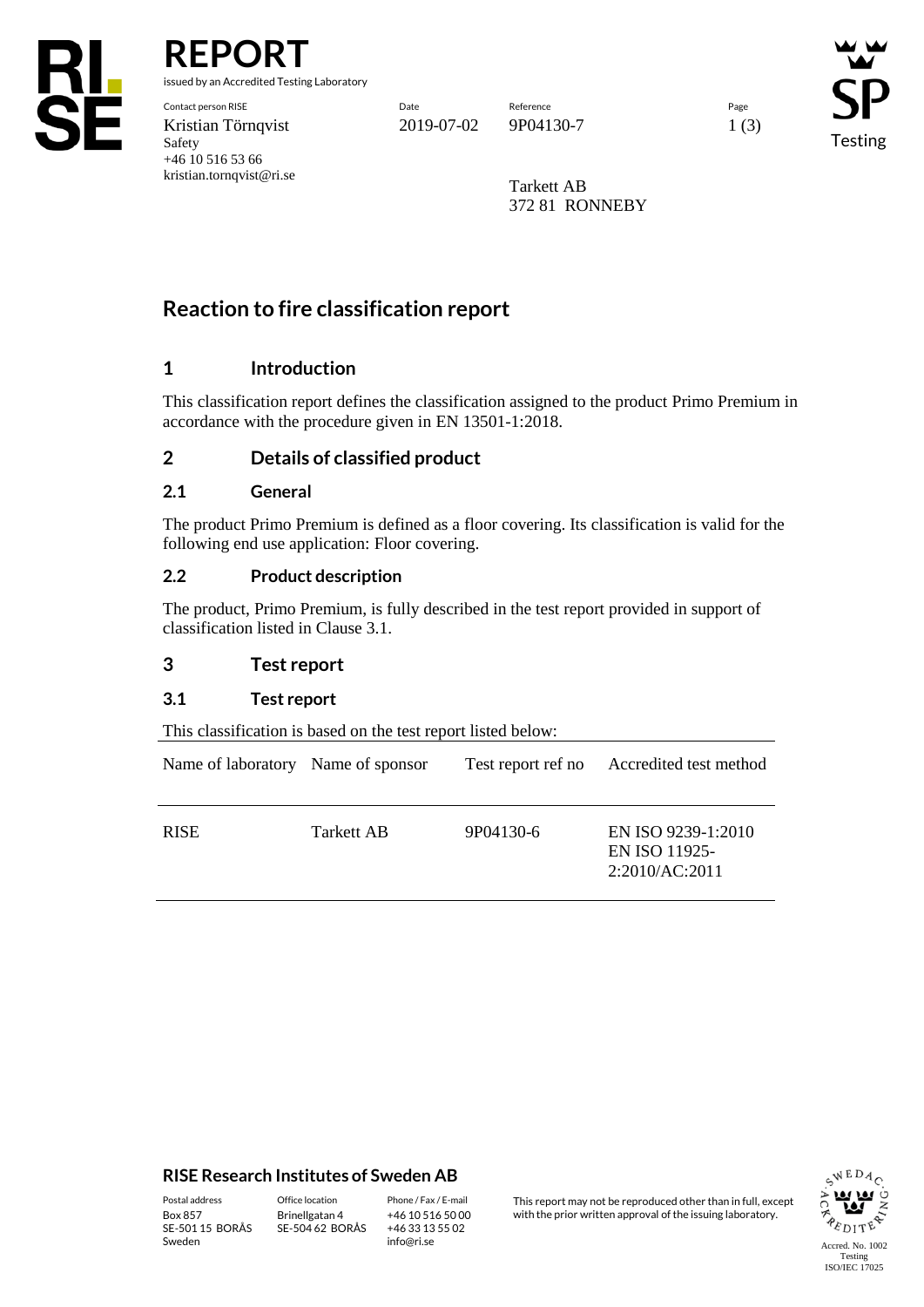# REPORT

issued by an Accredited Testing Laboratory

| Contact person RISE | Date | Reference | Page |
|---|---|---|---|
| Kristian Törnqvist | 2019-07-02 | 9P04130-7 | 1 (3) |
| Safety | | | |
| +46 10 516 53 66 | | | |
| kristian.tornqvist@ri.se | | | |

Tarkett AB
372 81 RONNEBY

## Reaction to fire classification report

### 1 Introduction

This classification report defines the classification assigned to the product Primo Premium in accordance with the procedure given in EN 13501-1:2018.

### 2 Details of classified product

#### 2.1 General

The product Primo Premium is defined as a floor covering. Its classification is valid for the following end use application: Floor covering.

#### 2.2 Product description

The product, Primo Premium, is fully described in the test report provided in support of classification listed in Clause 3.1.

### 3 Test report

#### 3.1 Test report

This classification is based on the test report listed below:

| Name of laboratory | Name of sponsor | Test report ref no | Accredited test method |
|---|---|---|---|
| RISE | Tarkett AB | 9P04130-6 | EN ISO 9239-1:2010<br>EN ISO 11925-2:2010/AC:2011 |

**RISE Research Institutes of Sweden AB**

| Postal address | Office location | Phone / Fax / E-mail |
|---|---|---|
| Box 857<br>SE-501 15 BORÅS<br>Sweden | Brinellgatan 4<br>SE-504 62 BORÅS | +46 10 516 50 00<br>+46 33 13 55 02<br>info@ri.se |

This report may not be reproduced other than in full, except with the prior written approval of the issuing laboratory.

Accred. No. 1002
Testing
ISO/IEC 17025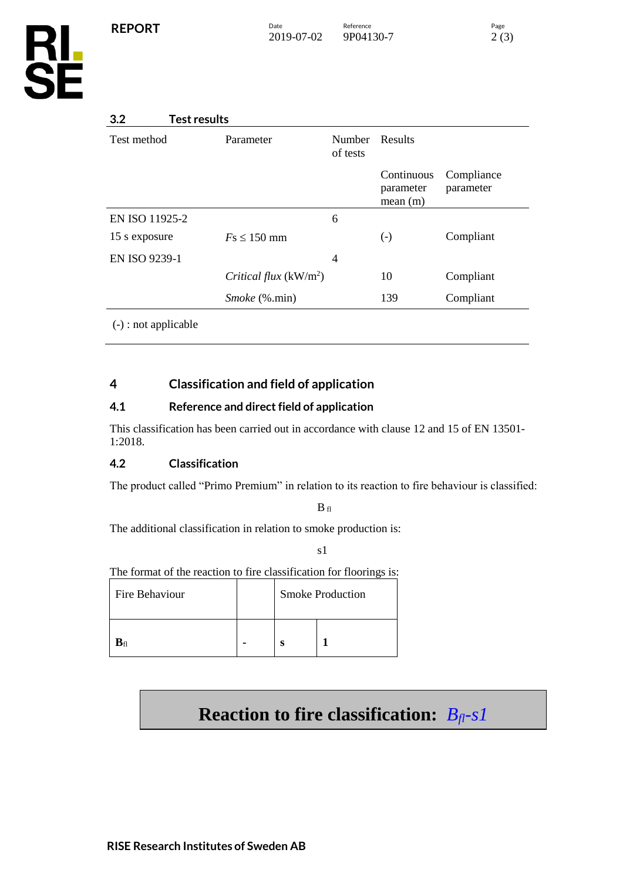## 3.2 Test results

| Test method | Parameter | Number of tests | Results | |
|---|---|---|---|---|
| | | | Continuous parameter mean (m) | Compliance parameter |
| EN ISO 11925-2 | | 6 | | |
| 15 s exposure | *Fs* ≤ 150 mm | | (-) | Compliant |
| EN ISO 9239-1 | | 4 | | |
| | *Critical flux* ($kW/m^2$) | | 10 | Compliant |
| | *Smoke* (%.min) | | 139 | Compliant |

(-) : not applicable

# 4 Classification and field of application

## 4.1 Reference and direct field of application

This classification has been carried out in accordance with clause 12 and 15 of EN 13501-1:2018.

## 4.2 Classification

The product called "Primo Premium" in relation to its reaction to fire behaviour is classified:

$B_{fl}$

The additional classification in relation to smoke production is:

s1

The format of the reaction to fire classification for floorings is:

| Fire Behaviour | | Smoke Production | |
|---|---|---|---|
| **$B_{fl}$** | **-** | **s** | **1** |

**Reaction to fire classification: *$B_{fl}$-s1***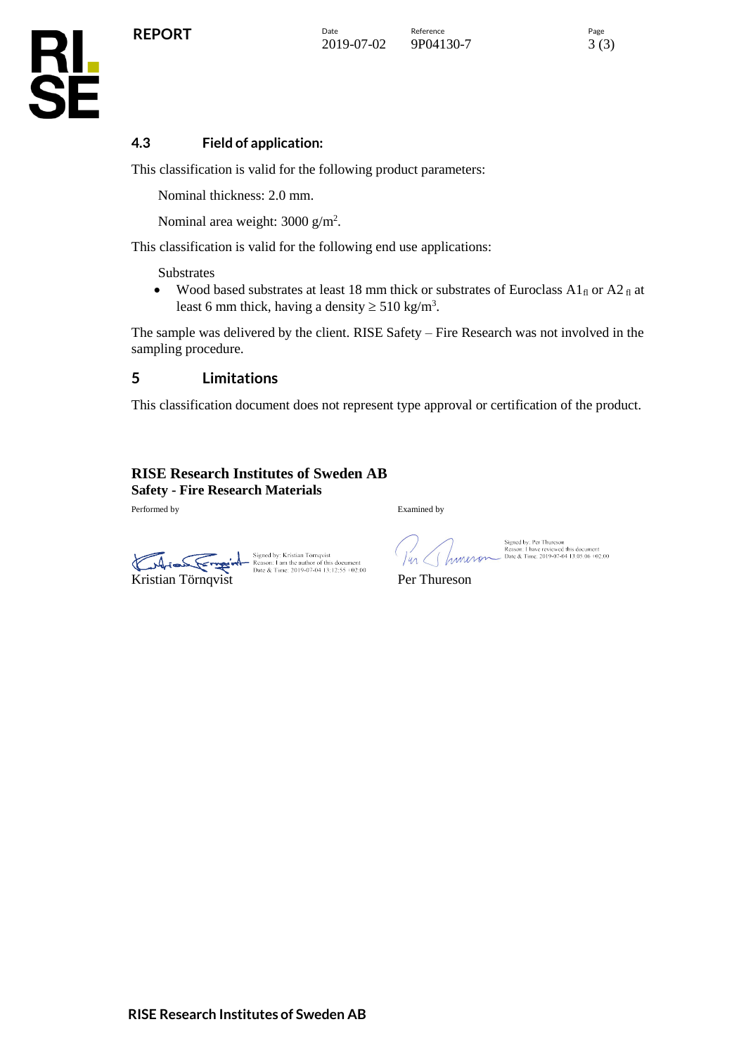### 4.3 Field of application:

This classification is valid for the following product parameters:

Nominal thickness: 2.0 mm.

Nominal area weight: 3000 g/m$^2$.

This classification is valid for the following end use applications:

Substrates

- Wood based substrates at least 18 mm thick or substrates of Euroclass $A1_{fl}$ or $A2_{fl}$ at least 6 mm thick, having a density ≥ 510 kg/m$^3$.

The sample was delivered by the client. RISE Safety – Fire Research was not involved in the sampling procedure.

## 5 Limitations

This classification document does not represent type approval or certification of the product.

**RISE Research Institutes of Sweden AB**
**Safety - Fire Research Materials**

| Performed by | Examined by |
| --- | --- |
| Signed by: Kristian Törnqvist<br>Reason: I am the author of this document<br>Date & Time: 2019-07-04 13:12:55 +02:00 | Signed by: Per Thureson<br>Reason: I have reviewed this document<br>Date & Time: 2019-07-04 13:05:06 +02:00 |
| Kristian Törnqvist | Per Thureson |

**RISE Research Institutes of Sweden AB**